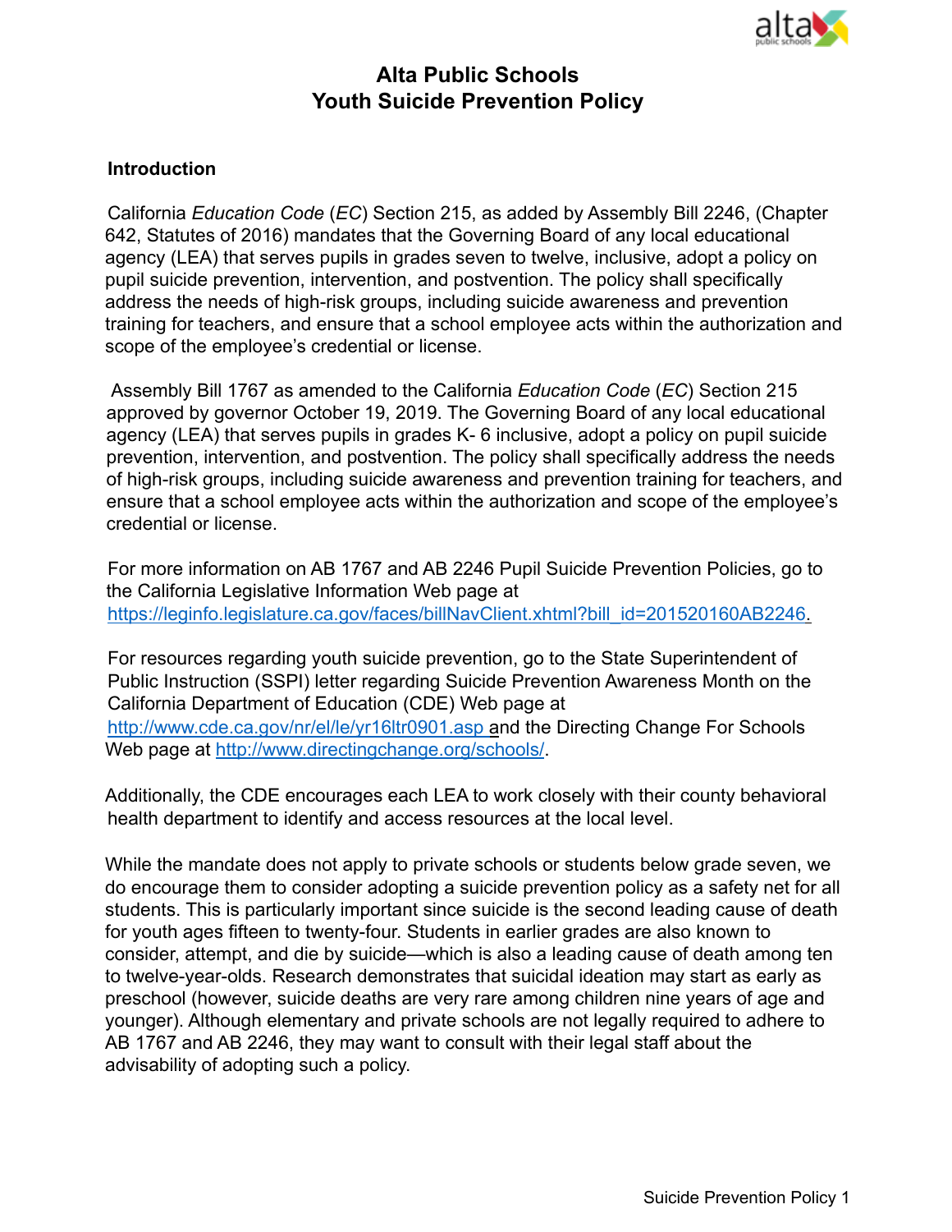# Alta Public Schools
# Youth Suicide Prevention Policy

## Introduction

California *Education Code* (*EC*) Section 215, as added by Assembly Bill 2246, (Chapter 642, Statutes of 2016) mandates that the Governing Board of any local educational agency (LEA) that serves pupils in grades seven to twelve, inclusive, adopt a policy on pupil suicide prevention, intervention, and postvention. The policy shall specifically address the needs of high-risk groups, including suicide awareness and prevention training for teachers, and ensure that a school employee acts within the authorization and scope of the employee's credential or license.

Assembly Bill 1767 as amended to the California *Education Code* (*EC*) Section 215 approved by governor October 19, 2019. The Governing Board of any local educational agency (LEA) that serves pupils in grades K- 6 inclusive, adopt a policy on pupil suicide prevention, intervention, and postvention. The policy shall specifically address the needs of high-risk groups, including suicide awareness and prevention training for teachers, and ensure that a school employee acts within the authorization and scope of the employee's credential or license.

For more information on AB 1767 and AB 2246 Pupil Suicide Prevention Policies, go to the California Legislative Information Web page at https://leginfo.legislature.ca.gov/faces/billNavClient.xhtml?bill_id=201520160AB2246.

For resources regarding youth suicide prevention, go to the State Superintendent of Public Instruction (SSPI) letter regarding Suicide Prevention Awareness Month on the California Department of Education (CDE) Web page at http://www.cde.ca.gov/nr/el/le/yr16ltr0901.asp and the Directing Change For Schools Web page at http://www.directingchange.org/schools/.

Additionally, the CDE encourages each LEA to work closely with their county behavioral health department to identify and access resources at the local level.

While the mandate does not apply to private schools or students below grade seven, we do encourage them to consider adopting a suicide prevention policy as a safety net for all students. This is particularly important since suicide is the second leading cause of death for youth ages fifteen to twenty-four. Students in earlier grades are also known to consider, attempt, and die by suicide—which is also a leading cause of death among ten to twelve-year-olds. Research demonstrates that suicidal ideation may start as early as preschool (however, suicide deaths are very rare among children nine years of age and younger). Although elementary and private schools are not legally required to adhere to AB 1767 and AB 2246, they may want to consult with their legal staff about the advisability of adopting such a policy.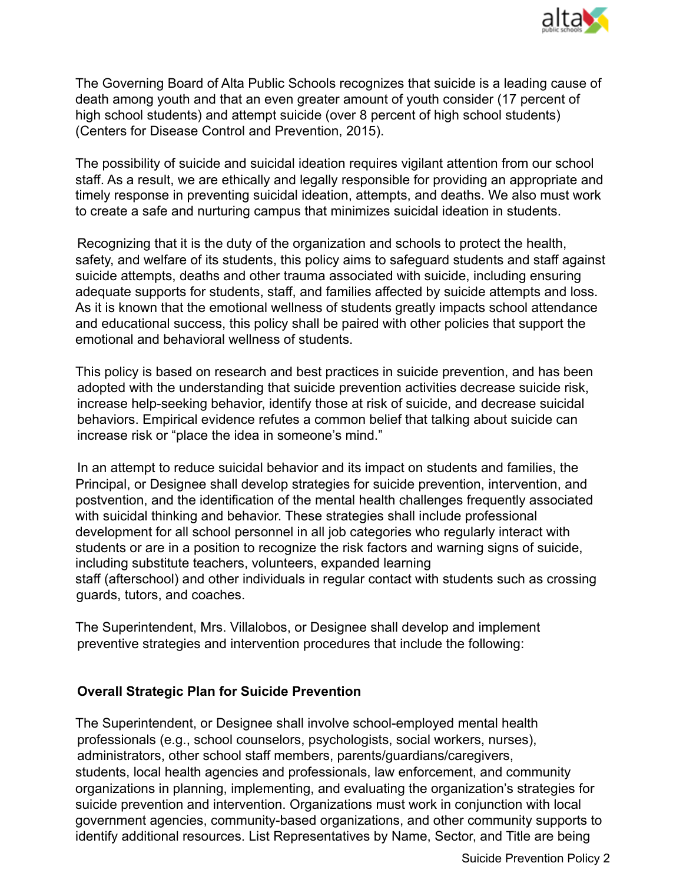The Governing Board of Alta Public Schools recognizes that suicide is a leading cause of death among youth and that an even greater amount of youth consider (17 percent of high school students) and attempt suicide (over 8 percent of high school students) (Centers for Disease Control and Prevention, 2015).

The possibility of suicide and suicidal ideation requires vigilant attention from our school staff. As a result, we are ethically and legally responsible for providing an appropriate and timely response in preventing suicidal ideation, attempts, and deaths. We also must work to create a safe and nurturing campus that minimizes suicidal ideation in students.

Recognizing that it is the duty of the organization and schools to protect the health, safety, and welfare of its students, this policy aims to safeguard students and staff against suicide attempts, deaths and other trauma associated with suicide, including ensuring adequate supports for students, staff, and families affected by suicide attempts and loss. As it is known that the emotional wellness of students greatly impacts school attendance and educational success, this policy shall be paired with other policies that support the emotional and behavioral wellness of students.

This policy is based on research and best practices in suicide prevention, and has been adopted with the understanding that suicide prevention activities decrease suicide risk, increase help-seeking behavior, identify those at risk of suicide, and decrease suicidal behaviors. Empirical evidence refutes a common belief that talking about suicide can increase risk or "place the idea in someone's mind."

In an attempt to reduce suicidal behavior and its impact on students and families, the Principal, or Designee shall develop strategies for suicide prevention, intervention, and postvention, and the identification of the mental health challenges frequently associated with suicidal thinking and behavior. These strategies shall include professional development for all school personnel in all job categories who regularly interact with students or are in a position to recognize the risk factors and warning signs of suicide, including substitute teachers, volunteers, expanded learning staff (afterschool) and other individuals in regular contact with students such as crossing guards, tutors, and coaches.

The Superintendent, Mrs. Villalobos, or Designee shall develop and implement preventive strategies and intervention procedures that include the following:

**Overall Strategic Plan for Suicide Prevention**

The Superintendent, or Designee shall involve school-employed mental health professionals (e.g., school counselors, psychologists, social workers, nurses), administrators, other school staff members, parents/guardians/caregivers, students, local health agencies and professionals, law enforcement, and community organizations in planning, implementing, and evaluating the organization's strategies for suicide prevention and intervention. Organizations must work in conjunction with local government agencies, community-based organizations, and other community supports to identify additional resources. List Representatives by Name, Sector, and Title are being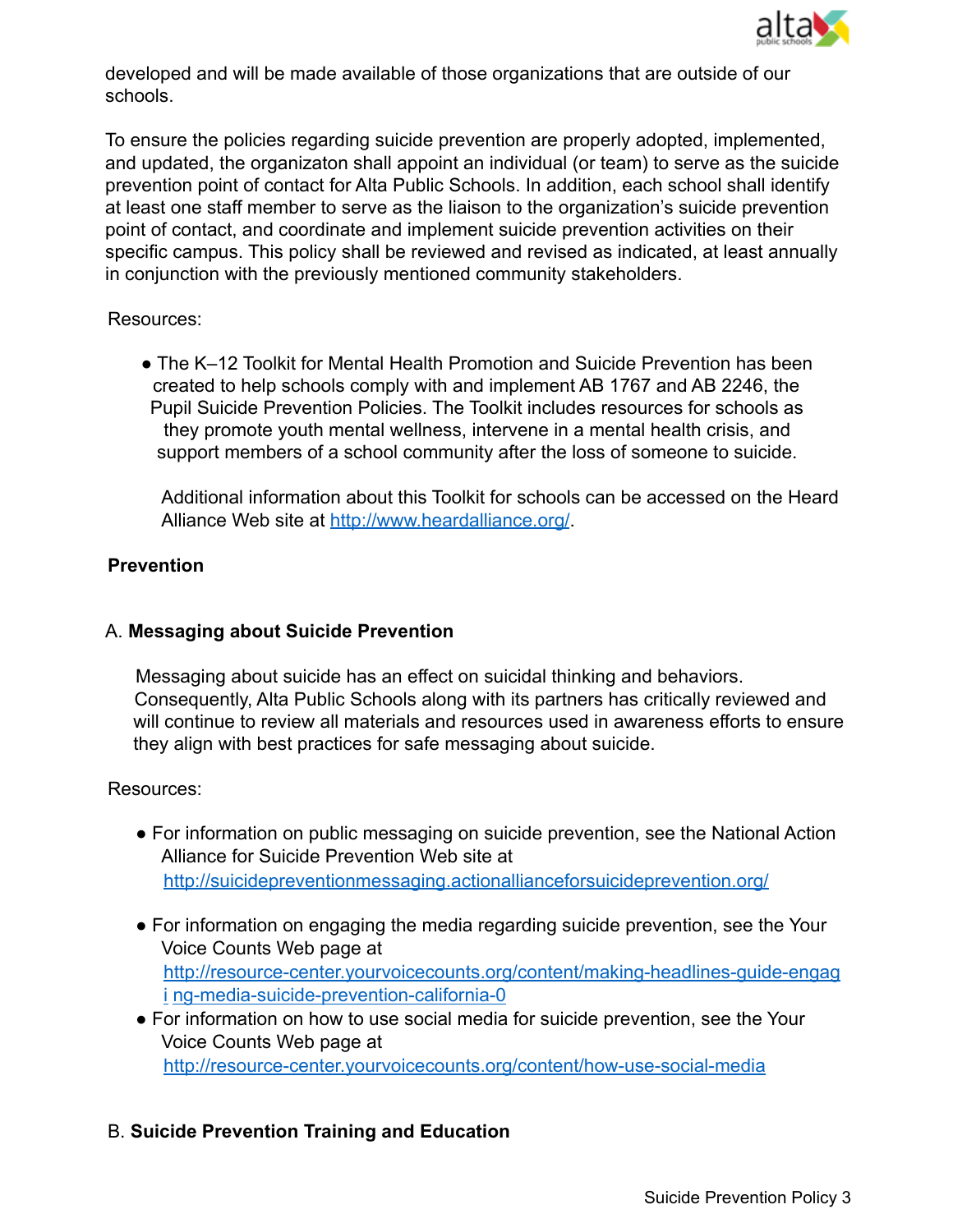developed and will be made available of those organizations that are outside of our schools.

To ensure the policies regarding suicide prevention are properly adopted, implemented, and updated, the organizaton shall appoint an individual (or team) to serve as the suicide prevention point of contact for Alta Public Schools. In addition, each school shall identify at least one staff member to serve as the liaison to the organization's suicide prevention point of contact, and coordinate and implement suicide prevention activities on their specific campus. This policy shall be reviewed and revised as indicated, at least annually in conjunction with the previously mentioned community stakeholders.

Resources:

- The K–12 Toolkit for Mental Health Promotion and Suicide Prevention has been created to help schools comply with and implement AB 1767 and AB 2246, the Pupil Suicide Prevention Policies. The Toolkit includes resources for schools as they promote youth mental wellness, intervene in a mental health crisis, and support members of a school community after the loss of someone to suicide.

  Additional information about this Toolkit for schools can be accessed on the Heard Alliance Web site at http://www.heardalliance.org/.

**Prevention**

A. **Messaging about Suicide Prevention**

Messaging about suicide has an effect on suicidal thinking and behaviors. Consequently, Alta Public Schools along with its partners has critically reviewed and will continue to review all materials and resources used in awareness efforts to ensure they align with best practices for safe messaging about suicide.

Resources:

- For information on public messaging on suicide prevention, see the National Action Alliance for Suicide Prevention Web site at http://suicidepreventionmessaging.actionallianceforsuicideprevention.org/
- For information on engaging the media regarding suicide prevention, see the Your Voice Counts Web page at http://resource-center.yourvoicecounts.org/content/making-headlines-guide-engaging-media-suicide-prevention-california-0
- For information on how to use social media for suicide prevention, see the Your Voice Counts Web page at http://resource-center.yourvoicecounts.org/content/how-use-social-media

B. **Suicide Prevention Training and Education**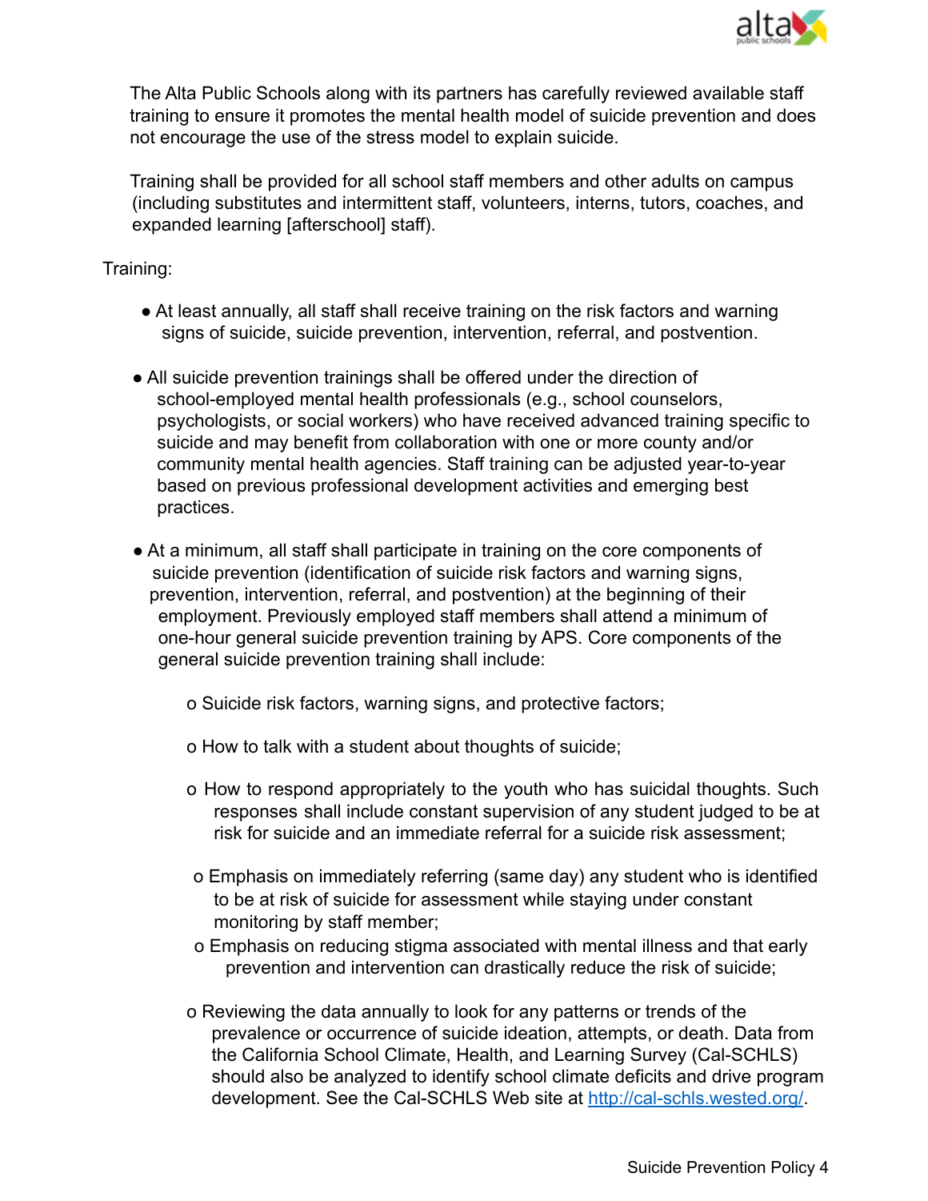The Alta Public Schools along with its partners has carefully reviewed available staff training to ensure it promotes the mental health model of suicide prevention and does not encourage the use of the stress model to explain suicide.

Training shall be provided for all school staff members and other adults on campus (including substitutes and intermittent staff, volunteers, interns, tutors, coaches, and expanded learning [afterschool] staff).

Training:

- At least annually, all staff shall receive training on the risk factors and warning signs of suicide, suicide prevention, intervention, referral, and postvention.
- All suicide prevention trainings shall be offered under the direction of school-employed mental health professionals (e.g., school counselors, psychologists, or social workers) who have received advanced training specific to suicide and may benefit from collaboration with one or more county and/or community mental health agencies. Staff training can be adjusted year-to-year based on previous professional development activities and emerging best practices.
- At a minimum, all staff shall participate in training on the core components of suicide prevention (identification of suicide risk factors and warning signs, prevention, intervention, referral, and postvention) at the beginning of their employment. Previously employed staff members shall attend a minimum of one-hour general suicide prevention training by APS. Core components of the general suicide prevention training shall include:
  - Suicide risk factors, warning signs, and protective factors;
  - How to talk with a student about thoughts of suicide;
  - How to respond appropriately to the youth who has suicidal thoughts. Such responses shall include constant supervision of any student judged to be at risk for suicide and an immediate referral for a suicide risk assessment;
  - Emphasis on immediately referring (same day) any student who is identified to be at risk of suicide for assessment while staying under constant monitoring by staff member;
  - Emphasis on reducing stigma associated with mental illness and that early prevention and intervention can drastically reduce the risk of suicide;
  - Reviewing the data annually to look for any patterns or trends of the prevalence or occurrence of suicide ideation, attempts, or death. Data from the California School Climate, Health, and Learning Survey (Cal-SCHLS) should also be analyzed to identify school climate deficits and drive program development. See the Cal-SCHLS Web site at http://cal-schls.wested.org/.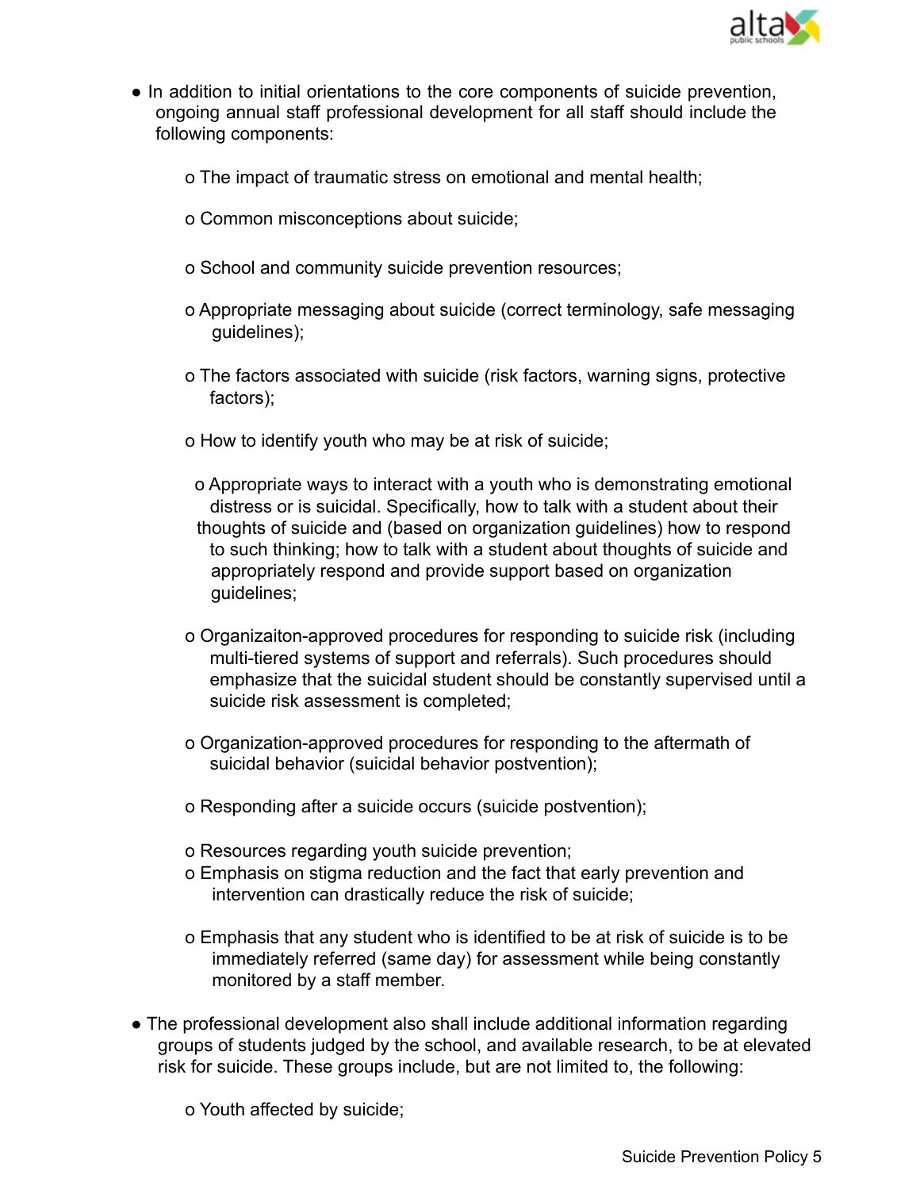- In addition to initial orientations to the core components of suicide prevention, ongoing annual staff professional development for all staff should include the following components:
  - o The impact of traumatic stress on emotional and mental health;
  - o Common misconceptions about suicide;
  - o School and community suicide prevention resources;
  - o Appropriate messaging about suicide (correct terminology, safe messaging guidelines);
  - o The factors associated with suicide (risk factors, warning signs, protective factors);
  - o How to identify youth who may be at risk of suicide;
  - o Appropriate ways to interact with a youth who is demonstrating emotional distress or is suicidal. Specifically, how to talk with a student about their thoughts of suicide and (based on organization guidelines) how to respond to such thinking; how to talk with a student about thoughts of suicide and appropriately respond and provide support based on organization guidelines;
  - o Organizaiton-approved procedures for responding to suicide risk (including multi-tiered systems of support and referrals). Such procedures should emphasize that the suicidal student should be constantly supervised until a suicide risk assessment is completed;
  - o Organization-approved procedures for responding to the aftermath of suicidal behavior (suicidal behavior postvention);
  - o Responding after a suicide occurs (suicide postvention);
  - o Resources regarding youth suicide prevention;
  - o Emphasis on stigma reduction and the fact that early prevention and intervention can drastically reduce the risk of suicide;
  - o Emphasis that any student who is identified to be at risk of suicide is to be immediately referred (same day) for assessment while being constantly monitored by a staff member.
- The professional development also shall include additional information regarding groups of students judged by the school, and available research, to be at elevated risk for suicide. These groups include, but are not limited to, the following:
  - o Youth affected by suicide;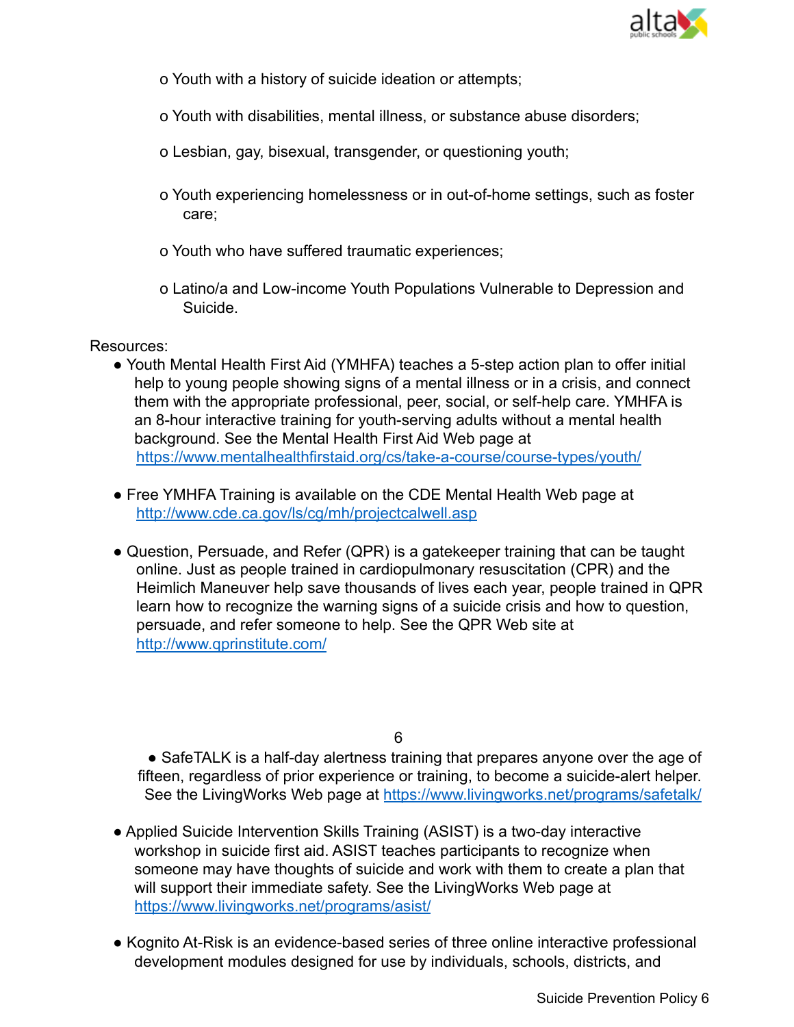- o Youth with a history of suicide ideation or attempts;
- o Youth with disabilities, mental illness, or substance abuse disorders;
- o Lesbian, gay, bisexual, transgender, or questioning youth;
- o Youth experiencing homelessness or in out-of-home settings, such as foster care;
- o Youth who have suffered traumatic experiences;
- o Latino/a and Low-income Youth Populations Vulnerable to Depression and Suicide.

Resources:

- Youth Mental Health First Aid (YMHFA) teaches a 5-step action plan to offer initial help to young people showing signs of a mental illness or in a crisis, and connect them with the appropriate professional, peer, social, or self-help care. YMHFA is an 8-hour interactive training for youth-serving adults without a mental health background. See the Mental Health First Aid Web page at https://www.mentalhealthfirstaid.org/cs/take-a-course/course-types/youth/

- Free YMHFA Training is available on the CDE Mental Health Web page at http://www.cde.ca.gov/ls/cg/mh/projectcalwell.asp

- Question, Persuade, and Refer (QPR) is a gatekeeper training that can be taught online. Just as people trained in cardiopulmonary resuscitation (CPR) and the Heimlich Maneuver help save thousands of lives each year, people trained in QPR learn how to recognize the warning signs of a suicide crisis and how to question, persuade, and refer someone to help. See the QPR Web site at http://www.qprinstitute.com/

- SafeTALK is a half-day alertness training that prepares anyone over the age of fifteen, regardless of prior experience or training, to become a suicide-alert helper. See the LivingWorks Web page at https://www.livingworks.net/programs/safetalk/

- Applied Suicide Intervention Skills Training (ASIST) is a two-day interactive workshop in suicide first aid. ASIST teaches participants to recognize when someone may have thoughts of suicide and work with them to create a plan that will support their immediate safety. See the LivingWorks Web page at https://www.livingworks.net/programs/asist/

- Kognito At-Risk is an evidence-based series of three online interactive professional development modules designed for use by individuals, schools, districts, and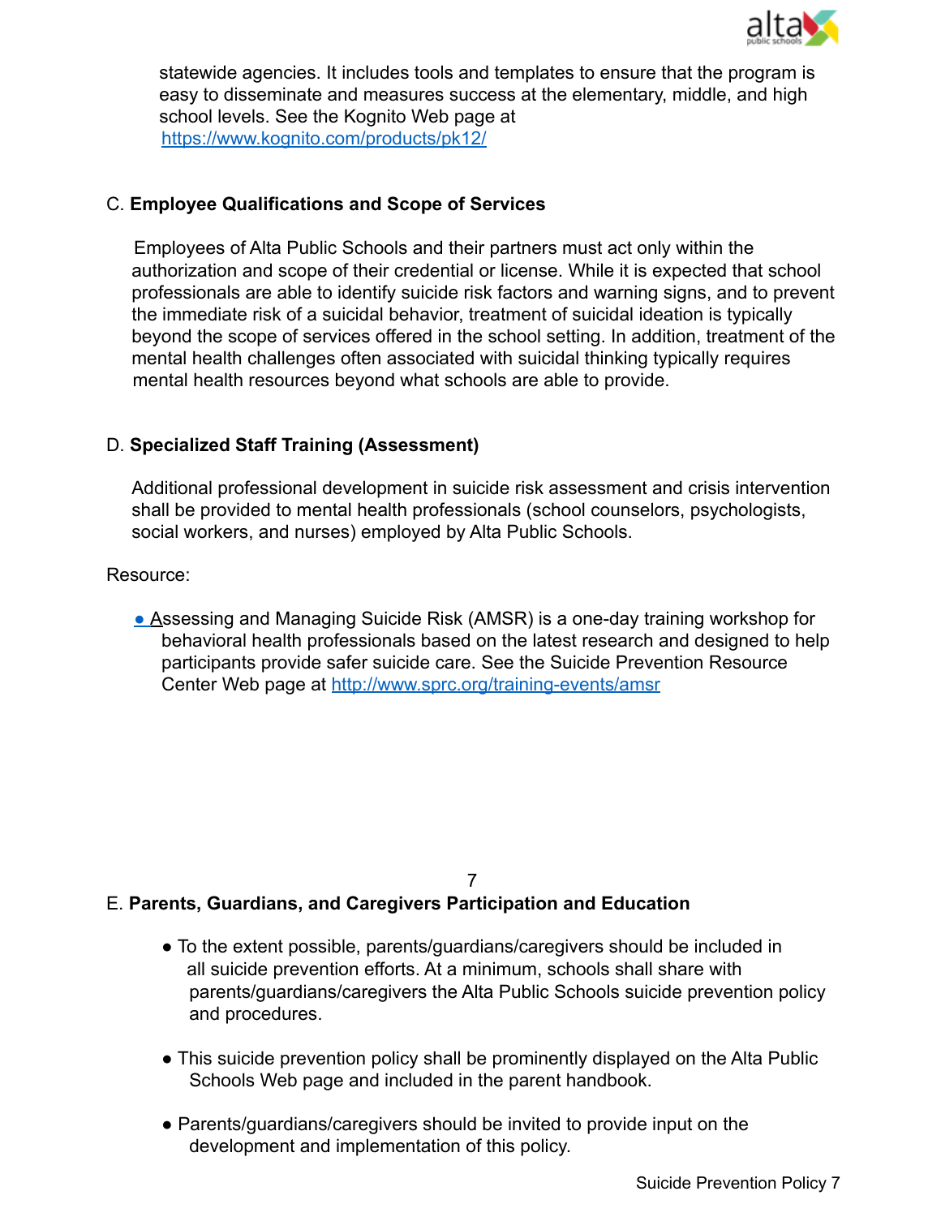statewide agencies. It includes tools and templates to ensure that the program is easy to disseminate and measures success at the elementary, middle, and high school levels. See the Kognito Web page at https://www.kognito.com/products/pk12/

C. **Employee Qualifications and Scope of Services**

Employees of Alta Public Schools and their partners must act only within the authorization and scope of their credential or license. While it is expected that school professionals are able to identify suicide risk factors and warning signs, and to prevent the immediate risk of a suicidal behavior, treatment of suicidal ideation is typically beyond the scope of services offered in the school setting. In addition, treatment of the mental health challenges often associated with suicidal thinking typically requires mental health resources beyond what schools are able to provide.

D. **Specialized Staff Training (Assessment)**

Additional professional development in suicide risk assessment and crisis intervention shall be provided to mental health professionals (school counselors, psychologists, social workers, and nurses) employed by Alta Public Schools.

Resource:

- Assessing and Managing Suicide Risk (AMSR) is a one-day training workshop for behavioral health professionals based on the latest research and designed to help participants provide safer suicide care. See the Suicide Prevention Resource Center Web page at http://www.sprc.org/training-events/amsr

E. **Parents, Guardians, and Caregivers Participation and Education**

- To the extent possible, parents/guardians/caregivers should be included in all suicide prevention efforts. At a minimum, schools shall share with parents/guardians/caregivers the Alta Public Schools suicide prevention policy and procedures.
- This suicide prevention policy shall be prominently displayed on the Alta Public Schools Web page and included in the parent handbook.
- Parents/guardians/caregivers should be invited to provide input on the development and implementation of this policy.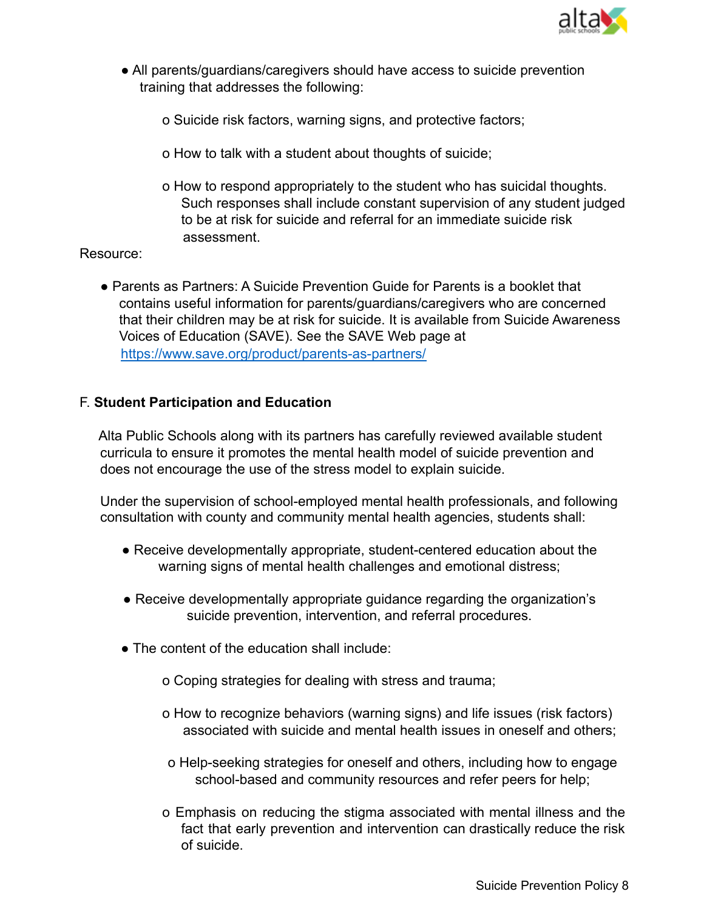- All parents/guardians/caregivers should have access to suicide prevention training that addresses the following:
  - Suicide risk factors, warning signs, and protective factors;
  - How to talk with a student about thoughts of suicide;
  - How to respond appropriately to the student who has suicidal thoughts. Such responses shall include constant supervision of any student judged to be at risk for suicide and referral for an immediate suicide risk assessment.

Resource:

- Parents as Partners: A Suicide Prevention Guide for Parents is a booklet that contains useful information for parents/guardians/caregivers who are concerned that their children may be at risk for suicide. It is available from Suicide Awareness Voices of Education (SAVE). See the SAVE Web page at https://www.save.org/product/parents-as-partners/

### F. **Student Participation and Education**

Alta Public Schools along with its partners has carefully reviewed available student curricula to ensure it promotes the mental health model of suicide prevention and does not encourage the use of the stress model to explain suicide.

Under the supervision of school-employed mental health professionals, and following consultation with county and community mental health agencies, students shall:

- Receive developmentally appropriate, student-centered education about the warning signs of mental health challenges and emotional distress;
- Receive developmentally appropriate guidance regarding the organization's suicide prevention, intervention, and referral procedures.
- The content of the education shall include:
  - Coping strategies for dealing with stress and trauma;
  - How to recognize behaviors (warning signs) and life issues (risk factors) associated with suicide and mental health issues in oneself and others;
  - Help-seeking strategies for oneself and others, including how to engage school-based and community resources and refer peers for help;
  - Emphasis on reducing the stigma associated with mental illness and the fact that early prevention and intervention can drastically reduce the risk of suicide.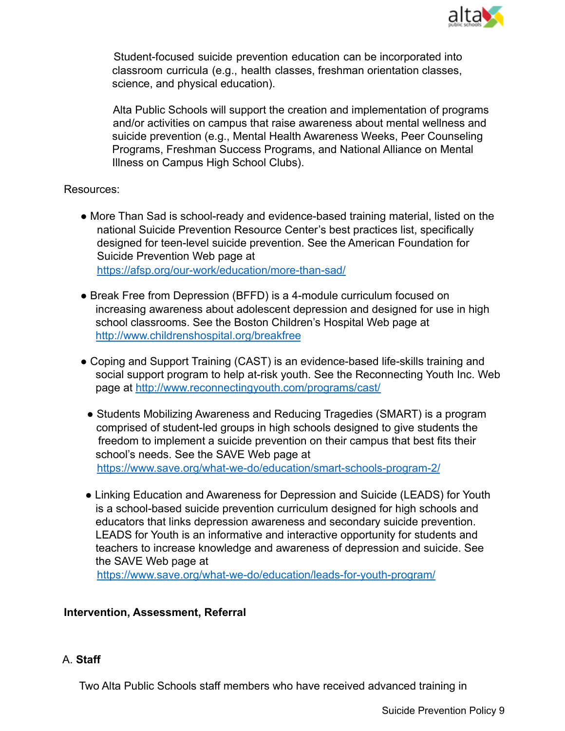Student-focused suicide prevention education can be incorporated into classroom curricula (e.g., health classes, freshman orientation classes, science, and physical education).

Alta Public Schools will support the creation and implementation of programs and/or activities on campus that raise awareness about mental wellness and suicide prevention (e.g., Mental Health Awareness Weeks, Peer Counseling Programs, Freshman Success Programs, and National Alliance on Mental Illness on Campus High School Clubs).

Resources:

- More Than Sad is school-ready and evidence-based training material, listed on the national Suicide Prevention Resource Center's best practices list, specifically designed for teen-level suicide prevention. See the American Foundation for Suicide Prevention Web page at https://afsp.org/our-work/education/more-than-sad/

- Break Free from Depression (BFFD) is a 4-module curriculum focused on increasing awareness about adolescent depression and designed for use in high school classrooms. See the Boston Children's Hospital Web page at http://www.childrenshospital.org/breakfree

- Coping and Support Training (CAST) is an evidence-based life-skills training and social support program to help at-risk youth. See the Reconnecting Youth Inc. Web page at http://www.reconnectingyouth.com/programs/cast/

- Students Mobilizing Awareness and Reducing Tragedies (SMART) is a program comprised of student-led groups in high schools designed to give students the freedom to implement a suicide prevention on their campus that best fits their school's needs. See the SAVE Web page at https://www.save.org/what-we-do/education/smart-schools-program-2/

- Linking Education and Awareness for Depression and Suicide (LEADS) for Youth is a school-based suicide prevention curriculum designed for high schools and educators that links depression awareness and secondary suicide prevention. LEADS for Youth is an informative and interactive opportunity for students and teachers to increase knowledge and awareness of depression and suicide. See the SAVE Web page at https://www.save.org/what-we-do/education/leads-for-youth-program/

**Intervention, Assessment, Referral**

A. **Staff**

Two Alta Public Schools staff members who have received advanced training in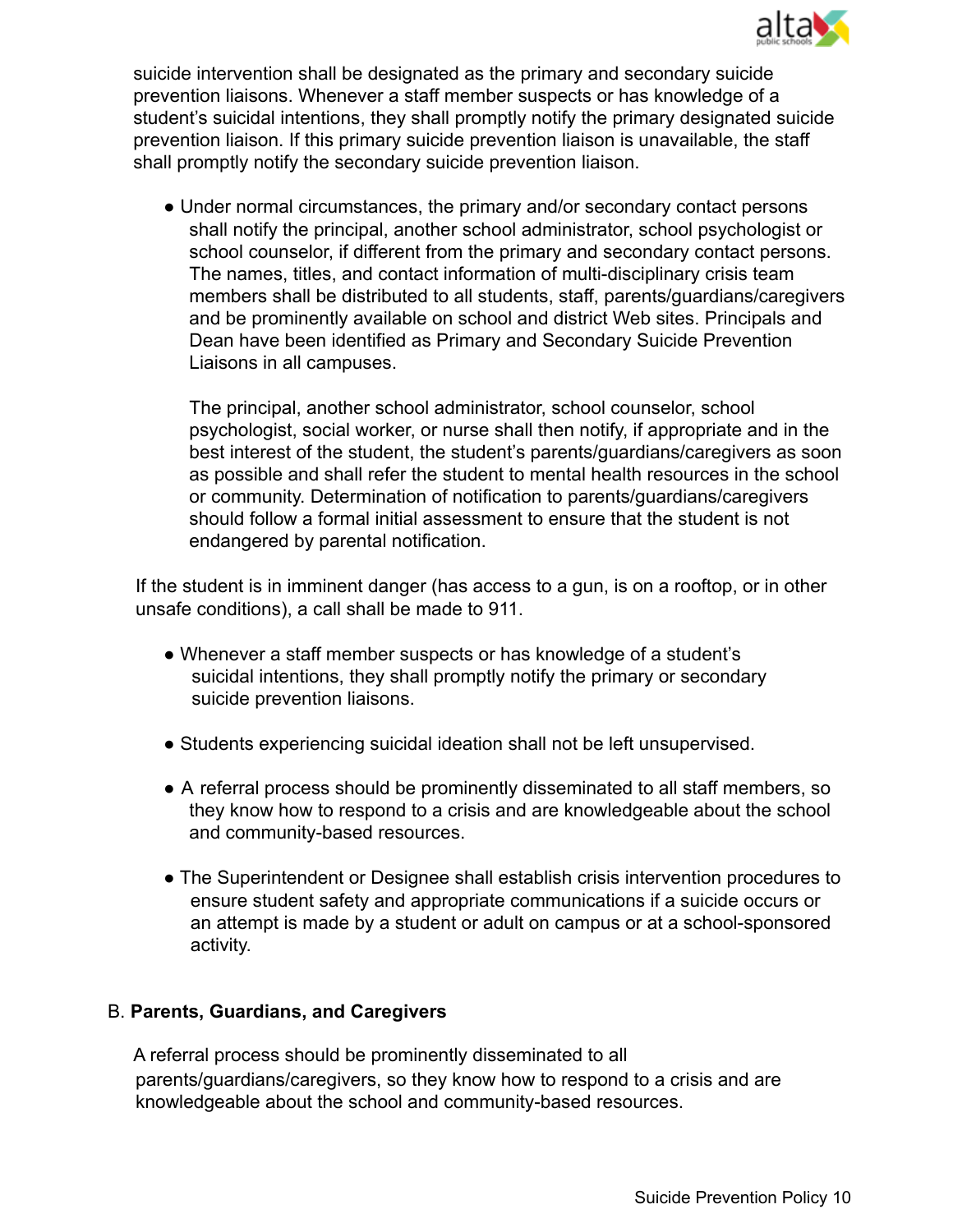suicide intervention shall be designated as the primary and secondary suicide prevention liaisons. Whenever a staff member suspects or has knowledge of a student's suicidal intentions, they shall promptly notify the primary designated suicide prevention liaison. If this primary suicide prevention liaison is unavailable, the staff shall promptly notify the secondary suicide prevention liaison.

- Under normal circumstances, the primary and/or secondary contact persons shall notify the principal, another school administrator, school psychologist or school counselor, if different from the primary and secondary contact persons. The names, titles, and contact information of multi-disciplinary crisis team members shall be distributed to all students, staff, parents/guardians/caregivers and be prominently available on school and district Web sites. Principals and Dean have been identified as Primary and Secondary Suicide Prevention Liaisons in all campuses.

  The principal, another school administrator, school counselor, school psychologist, social worker, or nurse shall then notify, if appropriate and in the best interest of the student, the student's parents/guardians/caregivers as soon as possible and shall refer the student to mental health resources in the school or community. Determination of notification to parents/guardians/caregivers should follow a formal initial assessment to ensure that the student is not endangered by parental notification.

If the student is in imminent danger (has access to a gun, is on a rooftop, or in other unsafe conditions), a call shall be made to 911.

- Whenever a staff member suspects or has knowledge of a student's suicidal intentions, they shall promptly notify the primary or secondary suicide prevention liaisons.
- Students experiencing suicidal ideation shall not be left unsupervised.
- A referral process should be prominently disseminated to all staff members, so they know how to respond to a crisis and are knowledgeable about the school and community-based resources.
- The Superintendent or Designee shall establish crisis intervention procedures to ensure student safety and appropriate communications if a suicide occurs or an attempt is made by a student or adult on campus or at a school-sponsored activity.

B. **Parents, Guardians, and Caregivers**

A referral process should be prominently disseminated to all parents/guardians/caregivers, so they know how to respond to a crisis and are knowledgeable about the school and community-based resources.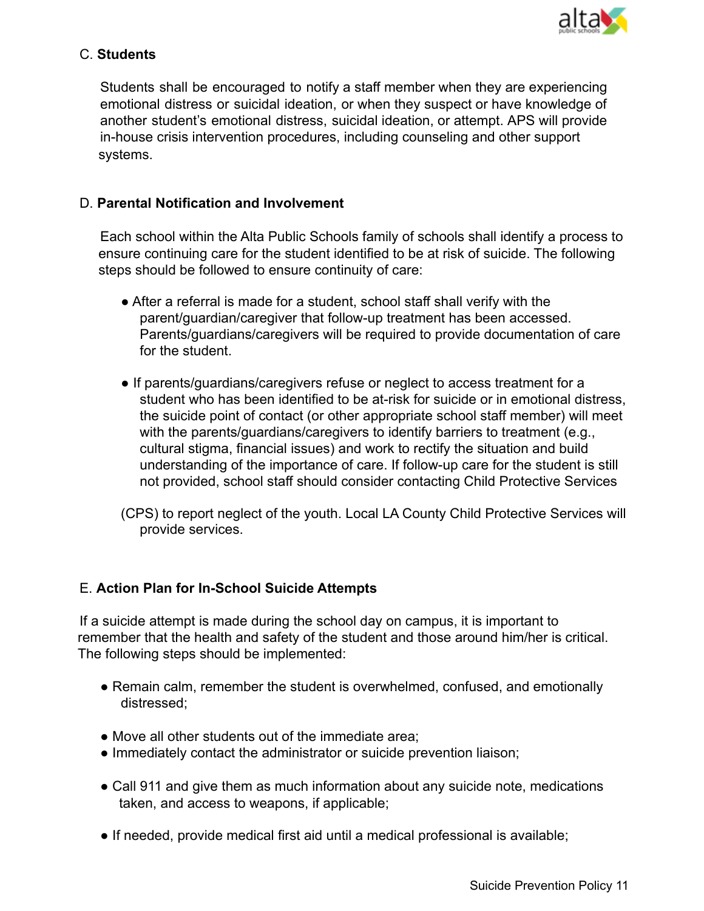C. **Students**

Students shall be encouraged to notify a staff member when they are experiencing emotional distress or suicidal ideation, or when they suspect or have knowledge of another student's emotional distress, suicidal ideation, or attempt. APS will provide in-house crisis intervention procedures, including counseling and other support systems.

D. **Parental Notification and Involvement**

Each school within the Alta Public Schools family of schools shall identify a process to ensure continuing care for the student identified to be at risk of suicide. The following steps should be followed to ensure continuity of care:

- After a referral is made for a student, school staff shall verify with the parent/guardian/caregiver that follow-up treatment has been accessed. Parents/guardians/caregivers will be required to provide documentation of care for the student.
- If parents/guardians/caregivers refuse or neglect to access treatment for a student who has been identified to be at-risk for suicide or in emotional distress, the suicide point of contact (or other appropriate school staff member) will meet with the parents/guardians/caregivers to identify barriers to treatment (e.g., cultural stigma, financial issues) and work to rectify the situation and build understanding of the importance of care. If follow-up care for the student is still not provided, school staff should consider contacting Child Protective Services (CPS) to report neglect of the youth. Local LA County Child Protective Services will provide services.

E. **Action Plan for In-School Suicide Attempts**

If a suicide attempt is made during the school day on campus, it is important to remember that the health and safety of the student and those around him/her is critical. The following steps should be implemented:

- Remain calm, remember the student is overwhelmed, confused, and emotionally distressed;
- Move all other students out of the immediate area;
- Immediately contact the administrator or suicide prevention liaison;
- Call 911 and give them as much information about any suicide note, medications taken, and access to weapons, if applicable;
- If needed, provide medical first aid until a medical professional is available;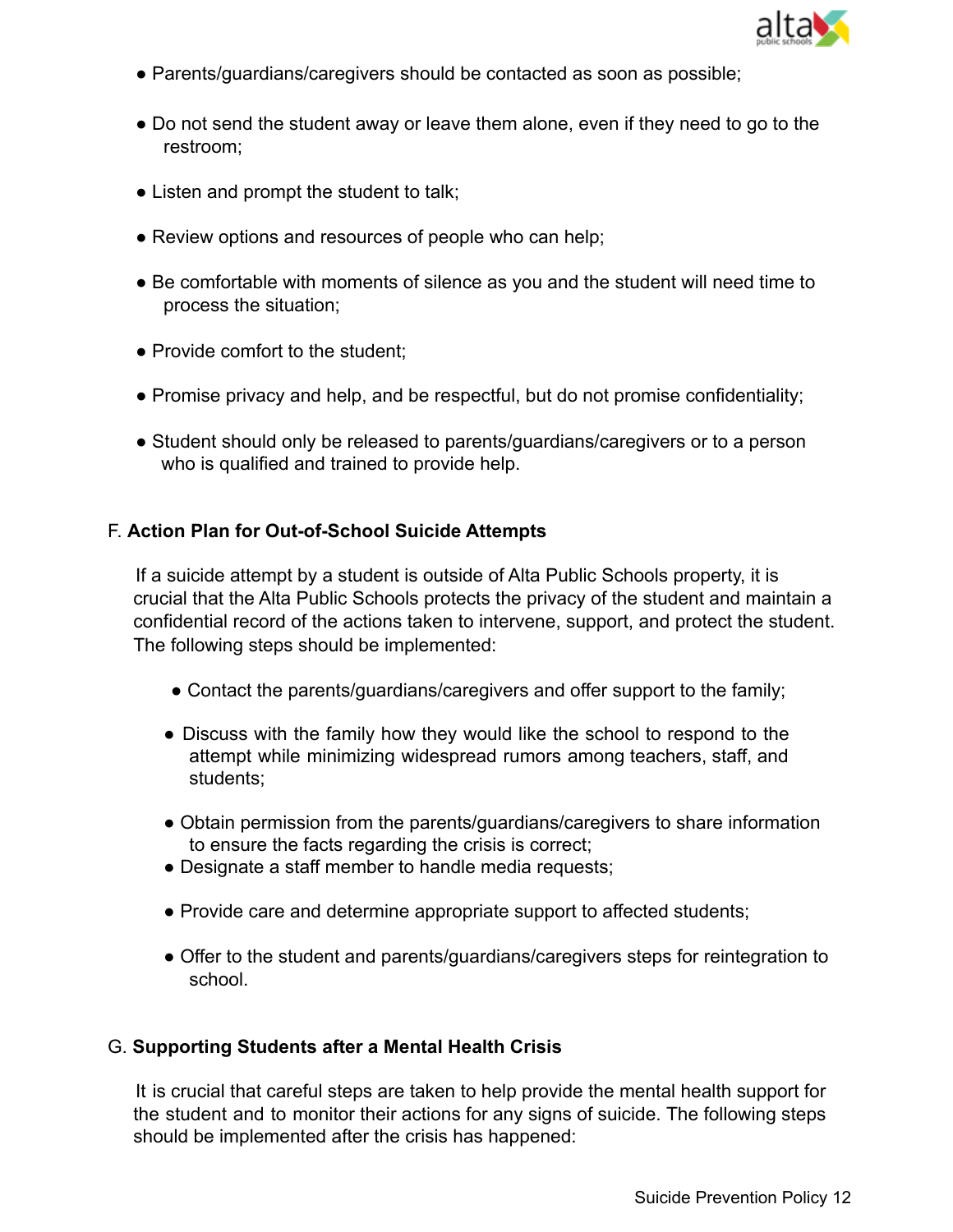- Parents/guardians/caregivers should be contacted as soon as possible;
- Do not send the student away or leave them alone, even if they need to go to the restroom;
- Listen and prompt the student to talk;
- Review options and resources of people who can help;
- Be comfortable with moments of silence as you and the student will need time to process the situation;
- Provide comfort to the student;
- Promise privacy and help, and be respectful, but do not promise confidentiality;
- Student should only be released to parents/guardians/caregivers or to a person who is qualified and trained to provide help.

### F. **Action Plan for Out-of-School Suicide Attempts**

If a suicide attempt by a student is outside of Alta Public Schools property, it is crucial that the Alta Public Schools protects the privacy of the student and maintain a confidential record of the actions taken to intervene, support, and protect the student. The following steps should be implemented:

- Contact the parents/guardians/caregivers and offer support to the family;
- Discuss with the family how they would like the school to respond to the attempt while minimizing widespread rumors among teachers, staff, and students;
- Obtain permission from the parents/guardians/caregivers to share information to ensure the facts regarding the crisis is correct;
- Designate a staff member to handle media requests;
- Provide care and determine appropriate support to affected students;
- Offer to the student and parents/guardians/caregivers steps for reintegration to school.

### G. **Supporting Students after a Mental Health Crisis**

It is crucial that careful steps are taken to help provide the mental health support for the student and to monitor their actions for any signs of suicide. The following steps should be implemented after the crisis has happened: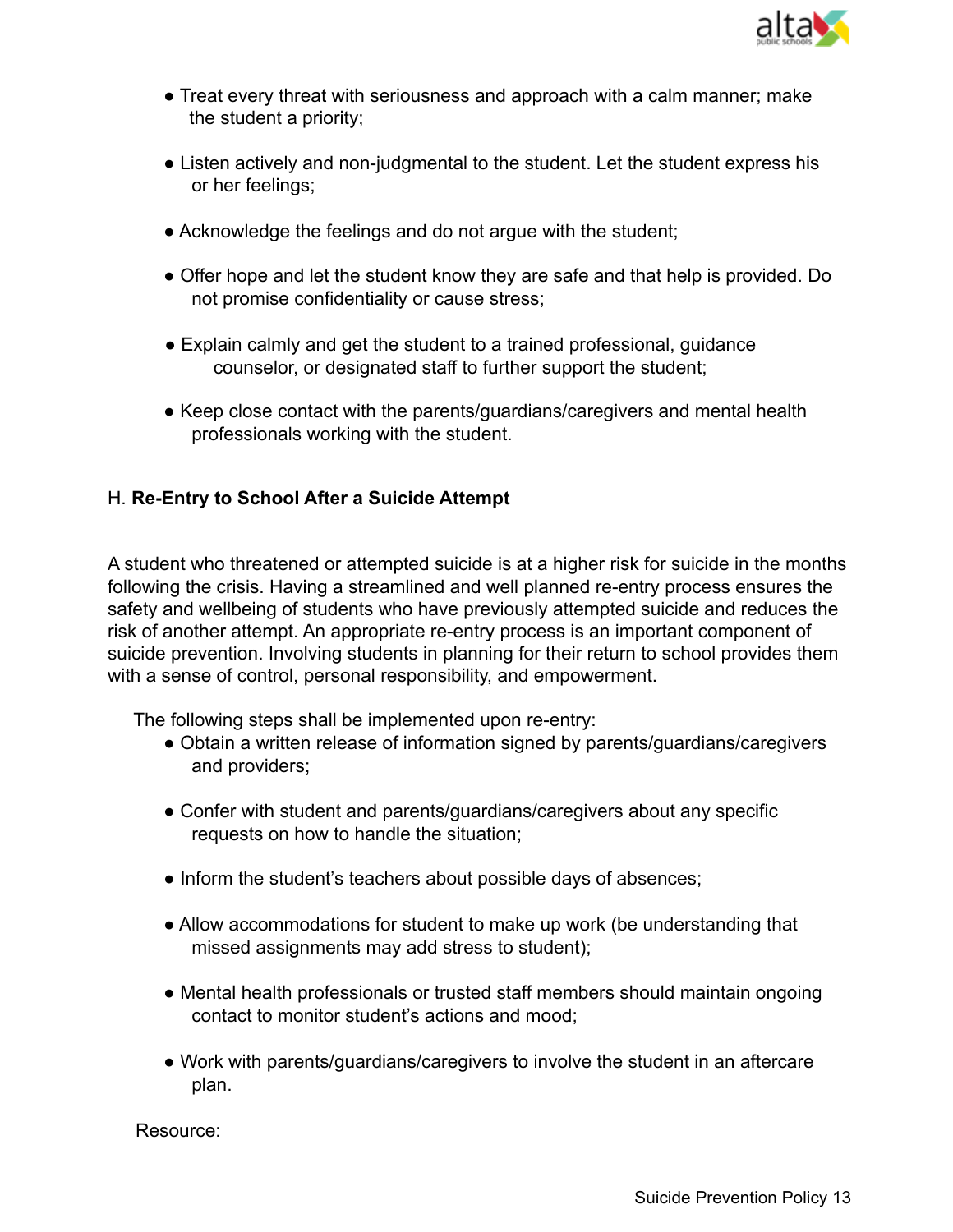- Treat every threat with seriousness and approach with a calm manner; make the student a priority;
- Listen actively and non-judgmental to the student. Let the student express his or her feelings;
- Acknowledge the feelings and do not argue with the student;
- Offer hope and let the student know they are safe and that help is provided. Do not promise confidentiality or cause stress;
- Explain calmly and get the student to a trained professional, guidance counselor, or designated staff to further support the student;
- Keep close contact with the parents/guardians/caregivers and mental health professionals working with the student.

H. **Re-Entry to School After a Suicide Attempt**

A student who threatened or attempted suicide is at a higher risk for suicide in the months following the crisis. Having a streamlined and well planned re-entry process ensures the safety and wellbeing of students who have previously attempted suicide and reduces the risk of another attempt. An appropriate re-entry process is an important component of suicide prevention. Involving students in planning for their return to school provides them with a sense of control, personal responsibility, and empowerment.

The following steps shall be implemented upon re-entry:

- Obtain a written release of information signed by parents/guardians/caregivers and providers;
- Confer with student and parents/guardians/caregivers about any specific requests on how to handle the situation;
- Inform the student's teachers about possible days of absences;
- Allow accommodations for student to make up work (be understanding that missed assignments may add stress to student);
- Mental health professionals or trusted staff members should maintain ongoing contact to monitor student's actions and mood;
- Work with parents/guardians/caregivers to involve the student in an aftercare plan.

Resource: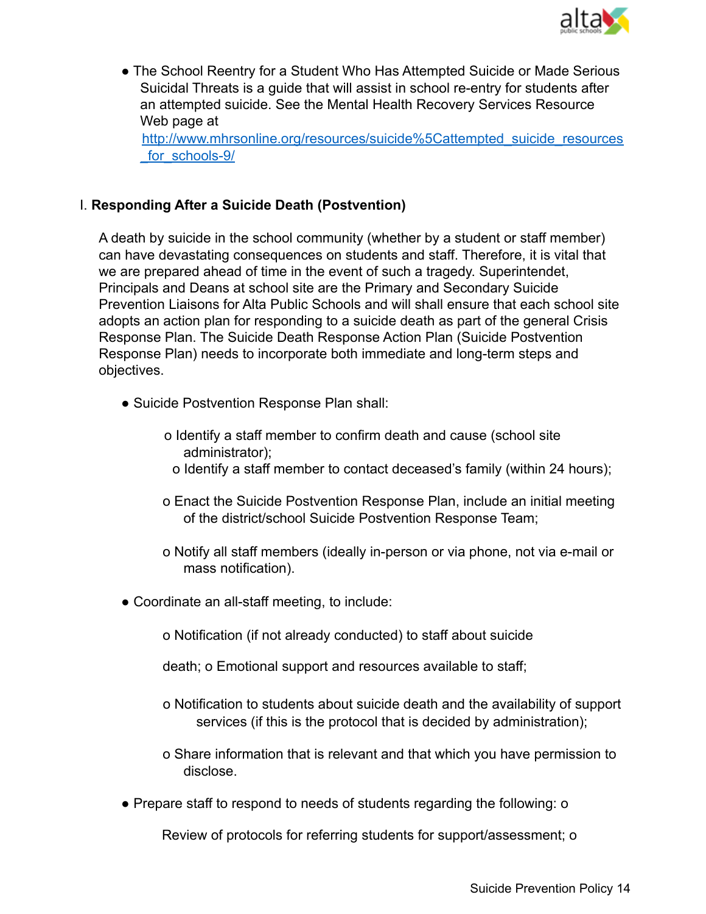- The School Reentry for a Student Who Has Attempted Suicide or Made Serious Suicidal Threats is a guide that will assist in school re-entry for students after an attempted suicide. See the Mental Health Recovery Services Resource Web page at [http://www.mhrsonline.org/resources/suicide%5Cattempted_suicide_resources_for_schools-9/](http://www.mhrsonline.org/resources/suicide%5Cattempted_suicide_resources_for_schools-9/)

## I. **Responding After a Suicide Death (Postvention)**

A death by suicide in the school community (whether by a student or staff member) can have devastating consequences on students and staff. Therefore, it is vital that we are prepared ahead of time in the event of such a tragedy. Superintendet, Principals and Deans at school site are the Primary and Secondary Suicide Prevention Liaisons for Alta Public Schools and will shall ensure that each school site adopts an action plan for responding to a suicide death as part of the general Crisis Response Plan. The Suicide Death Response Action Plan (Suicide Postvention Response Plan) needs to incorporate both immediate and long-term steps and objectives.

- Suicide Postvention Response Plan shall:
  - o Identify a staff member to confirm death and cause (school site administrator);
  - o Identify a staff member to contact deceased's family (within 24 hours);
  - o Enact the Suicide Postvention Response Plan, include an initial meeting of the district/school Suicide Postvention Response Team;
  - o Notify all staff members (ideally in-person or via phone, not via e-mail or mass notification).
- Coordinate an all-staff meeting, to include:
  - o Notification (if not already conducted) to staff about suicide death;
  - o Emotional support and resources available to staff;
  - o Notification to students about suicide death and the availability of support services (if this is the protocol that is decided by administration);
  - o Share information that is relevant and that which you have permission to disclose.
- Prepare staff to respond to needs of students regarding the following:
  - o Review of protocols for referring students for support/assessment;
  - o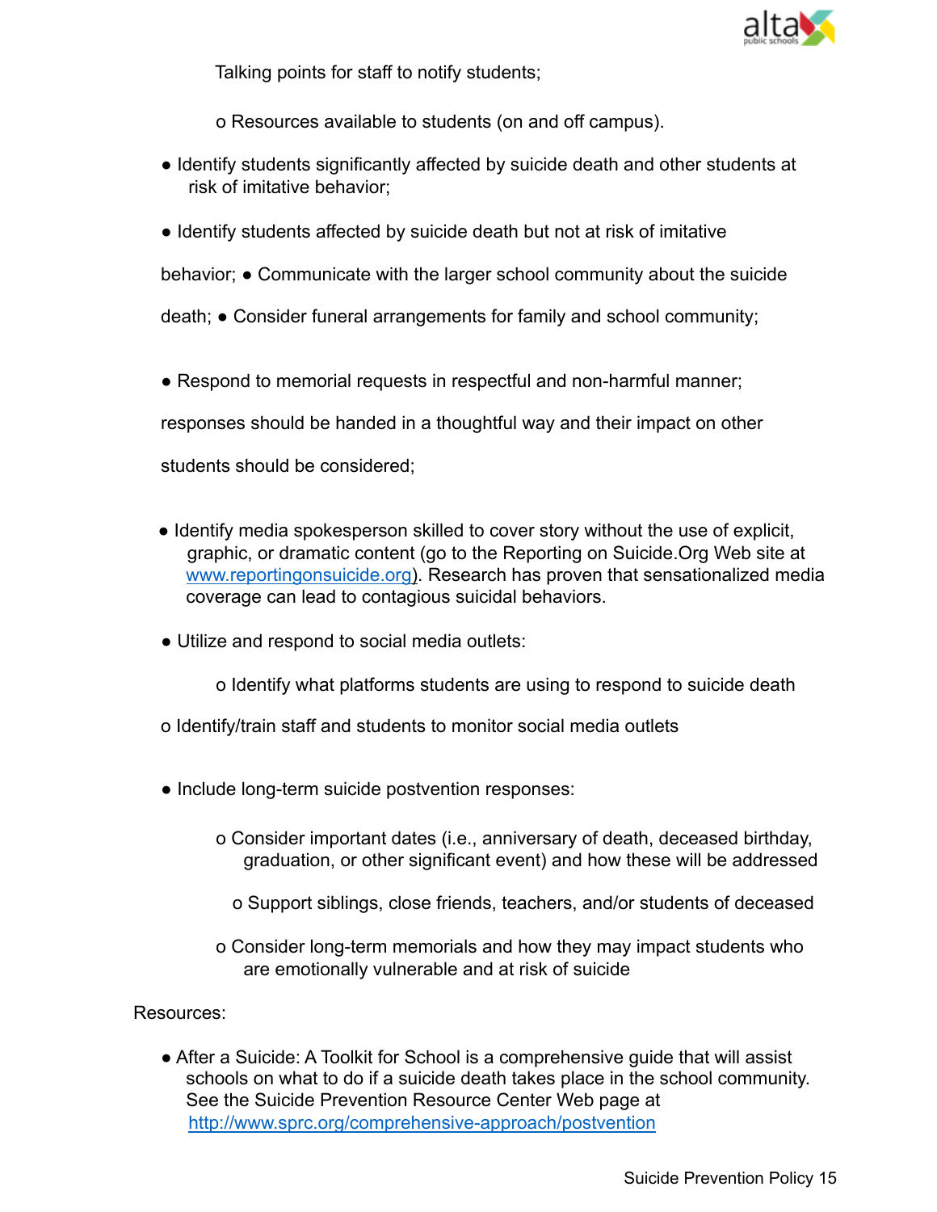- Talking points for staff to notify students;
  - Resources available to students (on and off campus).
- Identify students significantly affected by suicide death and other students at risk of imitative behavior;
- Identify students affected by suicide death but not at risk of imitative behavior;
- Communicate with the larger school community about the suicide death;
- Consider funeral arrangements for family and school community;
- Respond to memorial requests in respectful and non-harmful manner; responses should be handed in a thoughtful way and their impact on other students should be considered;
- Identify media spokesperson skilled to cover story without the use of explicit, graphic, or dramatic content (go to the Reporting on Suicide.Org Web site at [www.reportingonsuicide.org](http://www.reportingonsuicide.org)). Research has proven that sensationalized media coverage can lead to contagious suicidal behaviors.
- Utilize and respond to social media outlets:
  - Identify what platforms students are using to respond to suicide death
  - Identify/train staff and students to monitor social media outlets
- Include long-term suicide postvention responses:
  - Consider important dates (i.e., anniversary of death, deceased birthday, graduation, or other significant event) and how these will be addressed
  - Support siblings, close friends, teachers, and/or students of deceased
  - Consider long-term memorials and how they may impact students who are emotionally vulnerable and at risk of suicide

Resources:

- After a Suicide: A Toolkit for School is a comprehensive guide that will assist schools on what to do if a suicide death takes place in the school community. See the Suicide Prevention Resource Center Web page at [http://www.sprc.org/comprehensive-approach/postvention](http://www.sprc.org/comprehensive-approach/postvention)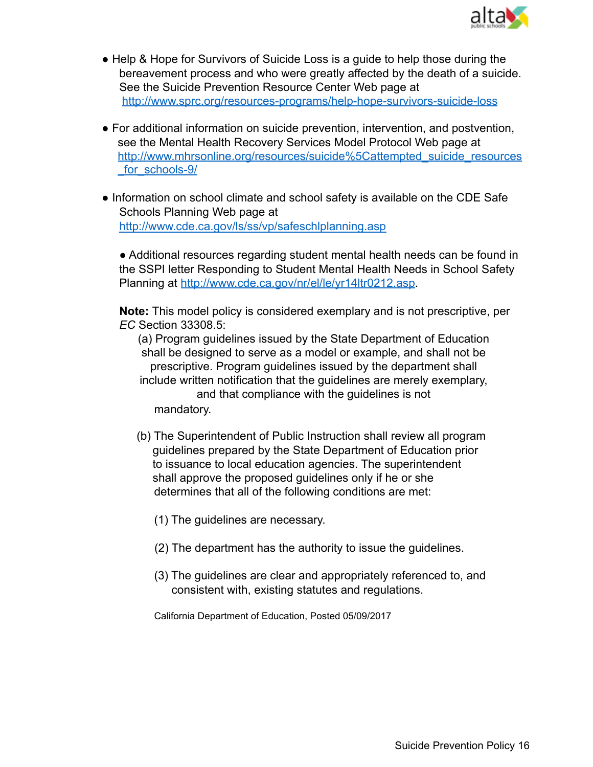- Help & Hope for Survivors of Suicide Loss is a guide to help those during the bereavement process and who were greatly affected by the death of a suicide. See the Suicide Prevention Resource Center Web page at http://www.sprc.org/resources-programs/help-hope-survivors-suicide-loss

- For additional information on suicide prevention, intervention, and postvention, see the Mental Health Recovery Services Model Protocol Web page at http://www.mhrsonline.org/resources/suicide%5Cattempted_suicide_resources_for_schools-9/

- Information on school climate and school safety is available on the CDE Safe Schools Planning Web page at http://www.cde.ca.gov/ls/ss/vp/safeschlplanning.asp

- Additional resources regarding student mental health needs can be found in the SSPI letter Responding to Student Mental Health Needs in School Safety Planning at http://www.cde.ca.gov/nr/el/le/yr14ltr0212.asp.

**Note:** This model policy is considered exemplary and is not prescriptive, per *EC* Section 33308.5:

(a) Program guidelines issued by the State Department of Education shall be designed to serve as a model or example, and shall not be prescriptive. Program guidelines issued by the department shall include written notification that the guidelines are merely exemplary, and that compliance with the guidelines is not mandatory.

(b) The Superintendent of Public Instruction shall review all program guidelines prepared by the State Department of Education prior to issuance to local education agencies. The superintendent shall approve the proposed guidelines only if he or she determines that all of the following conditions are met:

(1) The guidelines are necessary.

(2) The department has the authority to issue the guidelines.

(3) The guidelines are clear and appropriately referenced to, and consistent with, existing statutes and regulations.

California Department of Education, Posted 05/09/2017